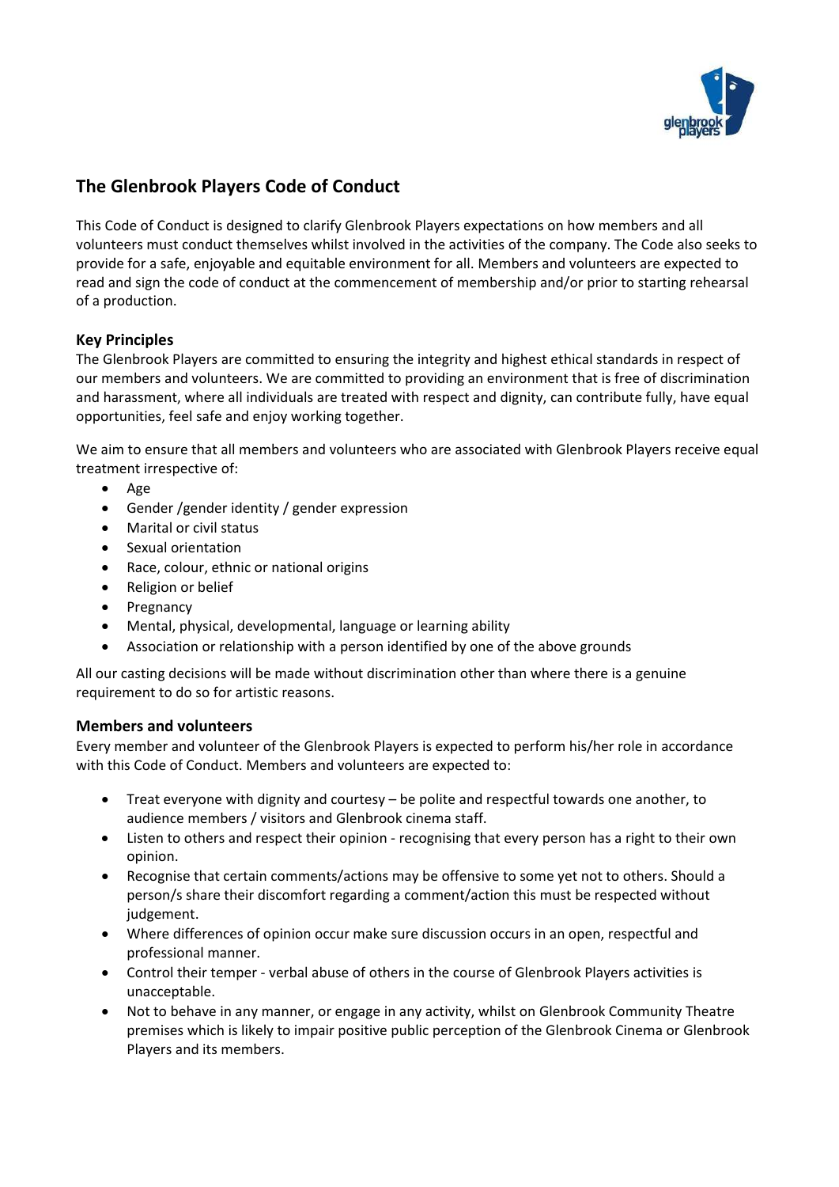# The Glenbrook Players Code of Conduct

This Code of Conduct is designed to clarify Glenbrook Players expectations on how members and all volunteers must conduct themselves whilst involved in the activities of the company. The Code also seeks to provide for a safe, enjoyable and equitable environment for all. Members and volunteers are expected to read and sign the code of conduct at the commencement of membership and/or prior to starting rehearsal of a production.

## Key Principles

The Glenbrook Players are committed to ensuring the integrity and highest ethical standards in respect of our members and volunteers. We are committed to providing an environment that is free of discrimination and harassment, where all individuals are treated with respect and dignity, can contribute fully, have equal opportunities, feel safe and enjoy working together.

We aim to ensure that all members and volunteers who are associated with Glenbrook Players receive equal treatment irrespective of:

- Age
- Gender /gender identity / gender expression
- Marital or civil status
- Sexual orientation
- Race, colour, ethnic or national origins
- Religion or belief
- Pregnancy
- Mental, physical, developmental, language or learning ability
- Association or relationship with a person identified by one of the above grounds

All our casting decisions will be made without discrimination other than where there is a genuine requirement to do so for artistic reasons.

## Members and volunteers

Every member and volunteer of the Glenbrook Players is expected to perform his/her role in accordance with this Code of Conduct. Members and volunteers are expected to:

- Treat everyone with dignity and courtesy – be polite and respectful towards one another, to audience members / visitors and Glenbrook cinema staff.
- Listen to others and respect their opinion - recognising that every person has a right to their own opinion.
- Recognise that certain comments/actions may be offensive to some yet not to others. Should a person/s share their discomfort regarding a comment/action this must be respected without judgement.
- Where differences of opinion occur make sure discussion occurs in an open, respectful and professional manner.
- Control their temper - verbal abuse of others in the course of Glenbrook Players activities is unacceptable.
- Not to behave in any manner, or engage in any activity, whilst on Glenbrook Community Theatre premises which is likely to impair positive public perception of the Glenbrook Cinema or Glenbrook Players and its members.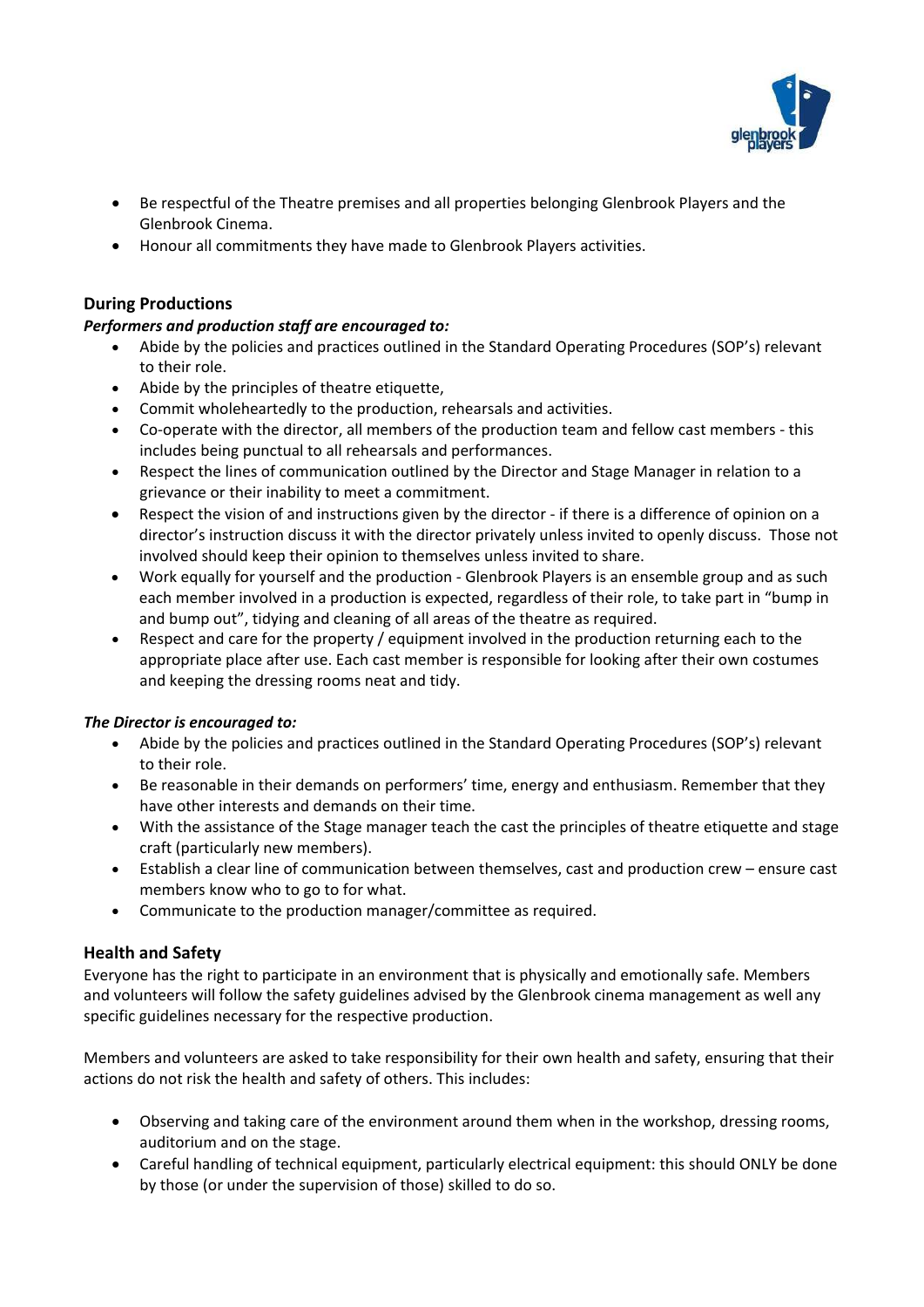- Be respectful of the Theatre premises and all properties belonging Glenbrook Players and the Glenbrook Cinema.
- Honour all commitments they have made to Glenbrook Players activities.

### During Productions

***Performers and production staff are encouraged to:***

- Abide by the policies and practices outlined in the Standard Operating Procedures (SOP's) relevant to their role.
- Abide by the principles of theatre etiquette,
- Commit wholeheartedly to the production, rehearsals and activities.
- Co-operate with the director, all members of the production team and fellow cast members - this includes being punctual to all rehearsals and performances.
- Respect the lines of communication outlined by the Director and Stage Manager in relation to a grievance or their inability to meet a commitment.
- Respect the vision of and instructions given by the director - if there is a difference of opinion on a director's instruction discuss it with the director privately unless invited to openly discuss. Those not involved should keep their opinion to themselves unless invited to share.
- Work equally for yourself and the production - Glenbrook Players is an ensemble group and as such each member involved in a production is expected, regardless of their role, to take part in "bump in and bump out", tidying and cleaning of all areas of the theatre as required.
- Respect and care for the property / equipment involved in the production returning each to the appropriate place after use. Each cast member is responsible for looking after their own costumes and keeping the dressing rooms neat and tidy.

***The Director is encouraged to:***

- Abide by the policies and practices outlined in the Standard Operating Procedures (SOP's) relevant to their role.
- Be reasonable in their demands on performers' time, energy and enthusiasm. Remember that they have other interests and demands on their time.
- With the assistance of the Stage manager teach the cast the principles of theatre etiquette and stage craft (particularly new members).
- Establish a clear line of communication between themselves, cast and production crew – ensure cast members know who to go to for what.
- Communicate to the production manager/committee as required.

### Health and Safety

Everyone has the right to participate in an environment that is physically and emotionally safe. Members and volunteers will follow the safety guidelines advised by the Glenbrook cinema management as well any specific guidelines necessary for the respective production.

Members and volunteers are asked to take responsibility for their own health and safety, ensuring that their actions do not risk the health and safety of others. This includes:

- Observing and taking care of the environment around them when in the workshop, dressing rooms, auditorium and on the stage.
- Careful handling of technical equipment, particularly electrical equipment: this should ONLY be done by those (or under the supervision of those) skilled to do so.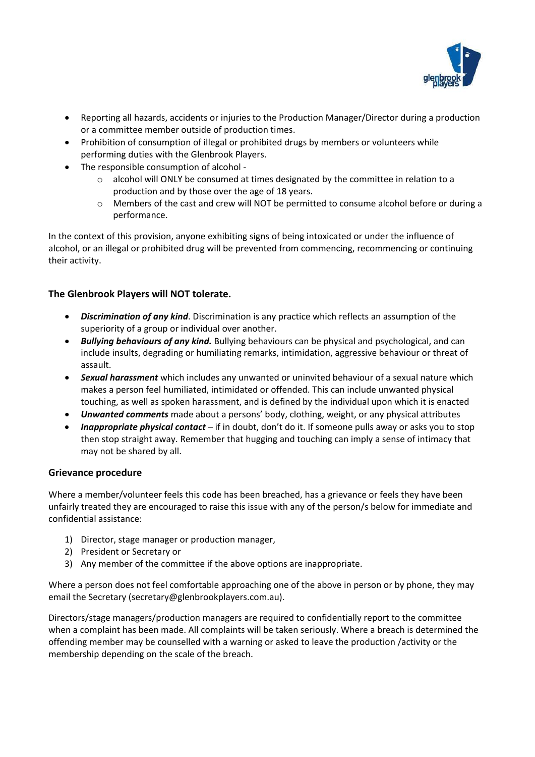- Reporting all hazards, accidents or injuries to the Production Manager/Director during a production or a committee member outside of production times.
- Prohibition of consumption of illegal or prohibited drugs by members or volunteers while performing duties with the Glenbrook Players.
- The responsible consumption of alcohol -
  - alcohol will ONLY be consumed at times designated by the committee in relation to a production and by those over the age of 18 years.
  - Members of the cast and crew will NOT be permitted to consume alcohol before or during a performance.

In the context of this provision, anyone exhibiting signs of being intoxicated or under the influence of alcohol, or an illegal or prohibited drug will be prevented from commencing, recommencing or continuing their activity.

### The Glenbrook Players will NOT tolerate.

- ***Discrimination of any kind***. Discrimination is any practice which reflects an assumption of the superiority of a group or individual over another.
- ***Bullying behaviours of any kind.*** Bullying behaviours can be physical and psychological, and can include insults, degrading or humiliating remarks, intimidation, aggressive behaviour or threat of assault.
- ***Sexual harassment*** which includes any unwanted or uninvited behaviour of a sexual nature which makes a person feel humiliated, intimidated or offended. This can include unwanted physical touching, as well as spoken harassment, and is defined by the individual upon which it is enacted
- ***Unwanted comments*** made about a persons' body, clothing, weight, or any physical attributes
- ***Inappropriate physical contact*** – if in doubt, don't do it. If someone pulls away or asks you to stop then stop straight away. Remember that hugging and touching can imply a sense of intimacy that may not be shared by all.

### Grievance procedure

Where a member/volunteer feels this code has been breached, has a grievance or feels they have been unfairly treated they are encouraged to raise this issue with any of the person/s below for immediate and confidential assistance:

1) Director, stage manager or production manager,
2) President or Secretary or
3) Any member of the committee if the above options are inappropriate.

Where a person does not feel comfortable approaching one of the above in person or by phone, they may email the Secretary (secretary@glenbrookplayers.com.au).

Directors/stage managers/production managers are required to confidentially report to the committee when a complaint has been made. All complaints will be taken seriously. Where a breach is determined the offending member may be counselled with a warning or asked to leave the production /activity or the membership depending on the scale of the breach.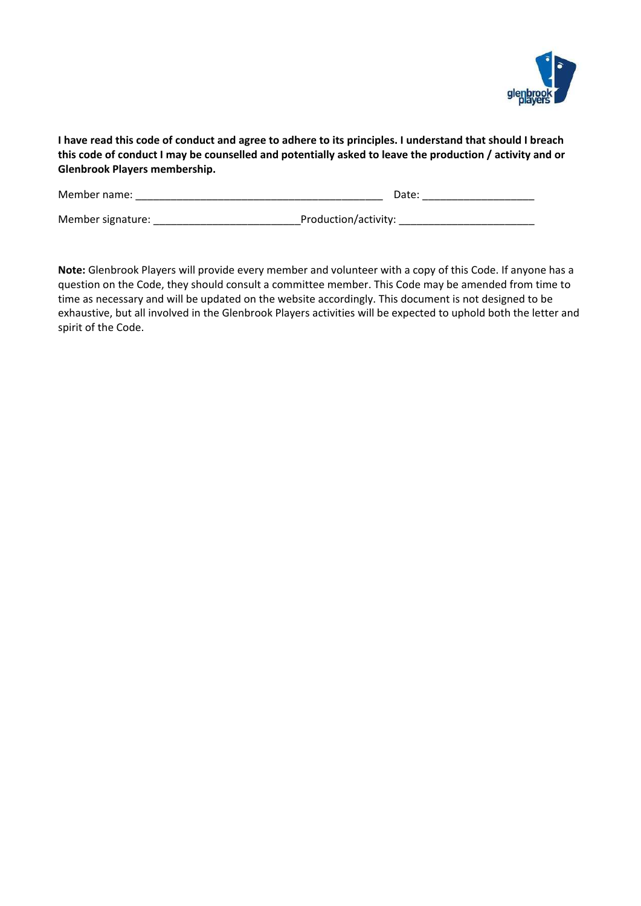**I have read this code of conduct and agree to adhere to its principles. I understand that should I breach this code of conduct I may be counselled and potentially asked to leave the production / activity and or Glenbrook Players membership.**

Member name: ________________________________________ Date: ___________________

Member signature: ________________________ Production/activity: ______________________

**Note:** Glenbrook Players will provide every member and volunteer with a copy of this Code. If anyone has a question on the Code, they should consult a committee member. This Code may be amended from time to time as necessary and will be updated on the website accordingly. This document is not designed to be exhaustive, but all involved in the Glenbrook Players activities will be expected to uphold both the letter and spirit of the Code.